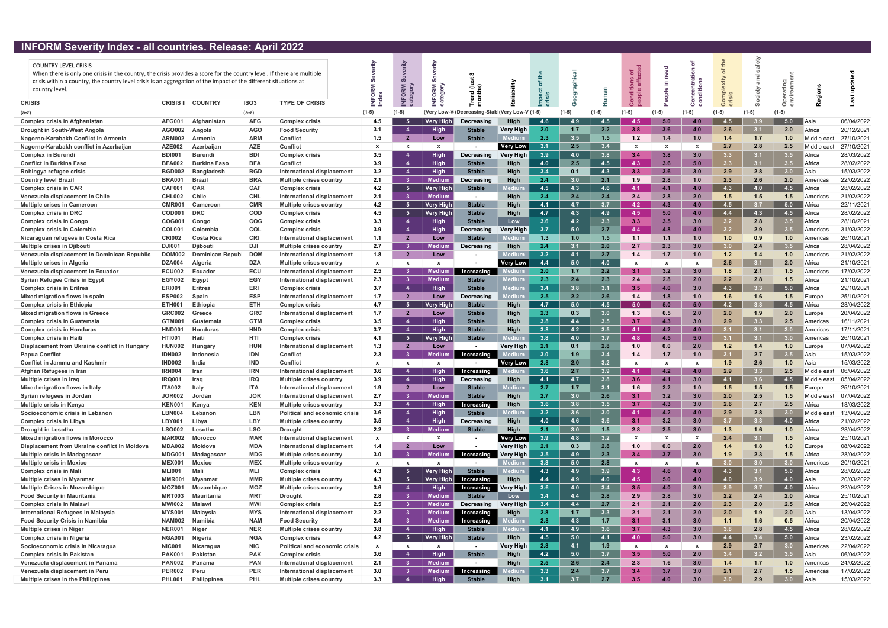# INFORM Severity Index - all countries. Release: April 2022

**COUNTRY LEVEL CRISIS**
When there is only one crisis in the country, the crisis provides a score for the country level. If there are multiple crisis within a country, the country level crisis is an aggregation of the impact of the different situations at country level.

| CRISIS | CRISIS II | COUNTRY | ISO3 | TYPE OF CRISIS | INFORM Severity Index | INFORM Severity category | INFORM Severity category | Trend (last 3 months) | Reliability | Impact of the crisis | Geographical | Human | Conditions of people affected | People in need | Concentration of conditions | Complexity of the crisis | Society and safety | Operating environment | Regions | Last updated |
|---|---|---|---|---|---|---|---|---|---|---|---|---|---|---|---|---|---|---|---|---|
| (a-z) | | | (a-z) | | (1-5) | (1-5) | (Very Low-V | (Decreasing-Stab | (Very Low-V | (1-5) | (1-5) | (1-5) | (1-5) | (1-5) | (1-5) | (1-5) | (1-5) | (1-5) | | |
| Complex crisis in Afghanistan | AFG001 | Afghanistan | AFG | Complex crisis | 4.5 | 5 | Very High | Decreasing | High | 4.6 | 4.9 | 4.5 | 4.5 | 5.0 | 4.0 | 4.5 | 3.9 | 5.0 | Asia | 06/04/2022 |
| Drought in South-West Angola | AGO002 | Angola | AGO | Food Security | 3.1 | 4 | High | Stable | Very High | 2.0 | 1.7 | 2.2 | 3.8 | 3.6 | 4.0 | 2.6 | 3.1 | 2.0 | Africa | 20/12/2021 |
| Nagorno-Karabakh Conflict in Armenia | ARM002 | Armenia | ARM | Conflict | 1.5 | 2 | Low | Stable | Medium | 2.3 | 3.5 | 1.5 | 1.2 | 1.4 | 1.0 | 1.4 | 1.7 | 1.0 | Middle east | 27/10/2021 |
| Nagorno-Karabakh conflict in Azerbaijan | AZE002 | Azerbaijan | AZE | Conflict | x | x | x | - | Very Low | 3.1 | 2.5 | 3.4 | x | x | x | 2.7 | 2.8 | 2.5 | Middle east | 27/10/2021 |
| Complex crisis in Burundi | BDI001 | Burundi | BDI | Complex crisis | 3.5 | 4 | High | Decreasing | Very High | 3.9 | 4.0 | 3.8 | 3.4 | 3.8 | 3.0 | 3.3 | 3.1 | 3.5 | Africa | 28/03/2022 |
| Conflict in Burkina Faso | BFA002 | Burkina Faso | BFA | Conflict | 3.9 | 4 | High | Stable | High | 4.0 | 2.5 | 4.5 | 4.3 | 3.6 | 5.0 | 3.3 | 3.1 | 3.5 | Africa | 28/02/2022 |
| Rohingya refugee crisis | BGD002 | Bangladesh | BGD | International displacement | 3.2 | 4 | High | Stable | High | 3.4 | 0.1 | 4.3 | 3.3 | 3.6 | 3.0 | 2.9 | 2.8 | 3.0 | Asia | 15/03/2022 |
| Country level Brazil | BRA001 | Brazil | BRA | Multiple crises country | 2.1 | 3 | Medium | Decreasing | High | 2.4 | 3.0 | 2.1 | 1.9 | 2.8 | 1.0 | 2.3 | 2.6 | 2.0 | Americas | 22/02/2022 |
| Complex crisis in CAR | CAF001 | CAR | CAF | Complex crisis | 4.2 | 5 | Very High | Stable | Medium | 4.5 | 4.3 | 4.6 | 4.1 | 4.1 | 4.0 | 4.3 | 4.0 | 4.5 | Africa | 28/02/2022 |
| Venezuela displacement in Chile | CHL002 | Chile | CHL | International displacement | 2.1 | 3 | Medium | - | High | 2.4 | 2.4 | 2.4 | 2.4 | 2.8 | 2.0 | 1.5 | 1.5 | 1.5 | Americas | 21/02/2022 |
| Multiple crises in Cameroon | CMR001 | Cameroon | CMR | Multiple crises country | 4.2 | 5 | Very High | Stable | High | 4.1 | 4.7 | 3.7 | 4.2 | 4.3 | 4.0 | 4.5 | 3.7 | 5.0 | Africa | 22/11/2021 |
| Complex crisis in DRC | COD001 | DRC | COD | Complex crisis | 4.5 | 5 | Very High | Stable | High | 4.7 | 4.3 | 4.9 | 4.5 | 5.0 | 4.0 | 4.4 | 4.3 | 4.5 | Africa | 28/02/2022 |
| Complex crisis in Congo | COG001 | Congo | COG | Complex crisis | 3.3 | 4 | High | Stable | Low | 3.6 | 4.2 | 3.3 | 3.3 | 3.5 | 3.0 | 3.2 | 2.8 | 3.5 | Africa | 28/10/2021 |
| Complex crisis in Colombia | COL001 | Colombia | COL | Complex crisis | 3.9 | 4 | High | Decreasing | Very High | 3.7 | 5.0 | 2.7 | 4.4 | 4.8 | 4.0 | 3.2 | 2.9 | 3.5 | Americas | 31/03/2022 |
| Nicaraguan refugees in Costa Rica | CRI002 | Costa Rica | CRI | International displacement | 1.1 | 2 | Low | Stable | Medium | 1.3 | 1.0 | 1.5 | 1.1 | 1.1 | 1.0 | 1.0 | 0.9 | 1.0 | Americas | 26/10/2021 |
| Multiple crises in Djibouti | DJI001 | Djibouti | DJI | Multiple crises country | 2.7 | 3 | Medium | Decreasing | High | 2.4 | 3.1 | 2.0 | 2.7 | 2.3 | 3.0 | 3.0 | 2.4 | 3.5 | Africa | 28/04/2022 |
| Venezuela displacement in Dominican Republic | DOM002 | Dominican Republ | DOM | International displacement | 1.8 | 2 | Low | - | Medium | 3.2 | 4.1 | 2.7 | 1.4 | 1.7 | 1.0 | 1.2 | 1.4 | 1.0 | Americas | 21/02/2022 |
| Multiple crises in Algeria | DZA004 | Algeria | DZA | Multiple crises country | x | x | x | - | Very Low | 4.4 | 5.0 | 4.0 | x | x | x | 2.6 | 3.1 | 2.0 | Africa | 21/10/2021 |
| Venezuela displacement in Ecuador | ECU002 | Ecuador | ECU | International displacement | 2.5 | 3 | Medium | Increasing | Medium | 2.0 | 1.7 | 2.2 | 3.1 | 3.2 | 3.0 | 1.8 | 2.1 | 1.5 | Americas | 17/02/2022 |
| Syrian Refugee Crisis in Egypt | EGY002 | Egypt | EGY | International displacement | 2.3 | 3 | Medium | Stable | Medium | 2.3 | 2.4 | 2.3 | 2.4 | 2.8 | 2.0 | 2.2 | 2.8 | 1.5 | Africa | 21/10/2021 |
| Complex crisis in Eritrea | ERI001 | Eritrea | ERI | Complex crisis | 3.7 | 4 | High | Stable | Medium | 3.4 | 3.8 | 3.1 | 3.5 | 4.0 | 3.0 | 4.3 | 3.3 | 5.0 | Africa | 29/10/2021 |
| Mixed migration flows in spain | ESP002 | Spain | ESP | International displacement | 1.7 | 2 | Low | Decreasing | Medium | 2.5 | 2.2 | 2.6 | 1.4 | 1.8 | 1.0 | 1.6 | 1.6 | 1.5 | Europe | 25/10/2021 |
| Complex crisis in Ethiopia | ETH001 | Ethiopia | ETH | Complex crisis | 4.7 | 5 | Very High | Stable | High | 4.7 | 5.0 | 4.5 | 5.0 | 5.0 | 5.0 | 4.2 | 3.8 | 4.5 | Africa | 28/04/2022 |
| Mixed migration flows in Greece | GRC002 | Greece | GRC | International displacement | 1.7 | 2 | Low | Stable | High | 2.3 | 0.3 | 3.0 | 1.3 | 0.5 | 2.0 | 2.0 | 1.9 | 2.0 | Europe | 20/04/2022 |
| Complex crisis in Guatemala | GTM001 | Guatemala | GTM | Complex crisis | 3.5 | 4 | High | Stable | High | 3.8 | 4.4 | 3.5 | 3.7 | 4.3 | 3.0 | 2.9 | 3.3 | 2.5 | Americas | 16/11/2021 |
| Complex crisis in Honduras | HND001 | Honduras | HND | Complex crisis | 3.7 | 4 | High | Stable | High | 3.8 | 4.2 | 3.5 | 4.1 | 4.2 | 4.0 | 3.1 | 3.1 | 3.0 | Americas | 17/11/2021 |
| Complex crisis in Haiti | HTI001 | Haiti | HTI | Complex crisis | 4.1 | 5 | Very High | Stable | Medium | 3.8 | 4.0 | 3.7 | 4.8 | 4.5 | 5.0 | 3.1 | 3.1 | 3.0 | Americas | 26/10/2021 |
| Displacement from Ukraine conflict in Hungary | HUN002 | Hungary | HUN | International displacement | 1.3 | 2 | Low | - | Very High | 2.1 | 0.1 | 2.8 | 1.0 | 0.0 | 2.0 | 1.2 | 1.4 | 1.0 | Europe | 07/04/2022 |
| Papua Conflict | IDN002 | Indonesia | IDN | Conflict | 2.3 | 3 | Medium | Increasing | Medium | 3.0 | 1.9 | 3.4 | 1.4 | 1.7 | 1.0 | 3.1 | 2.7 | 3.5 | Asia | 15/03/2022 |
| Conflict in Jammu and Kashmir | IND002 | India | IND | Conflict | x | x | x | - | Very Low | 2.8 | 2.0 | 3.2 | x | x | x | 1.9 | 2.6 | 1.0 | Asia | 15/03/2022 |
| Afghan Refugees in Iran | IRN004 | Iran | IRN | International displacement | 3.6 | 4 | High | Increasing | Medium | 3.6 | 2.7 | 3.9 | 4.1 | 4.2 | 4.0 | 2.9 | 3.3 | 2.5 | Middle east | 06/04/2022 |
| Multiple crises in Iraq | IRQ001 | Iraq | IRQ | Multiple crises country | 3.9 | 4 | High | Decreasing | High | 4.1 | 4.7 | 3.8 | 3.6 | 4.1 | 3.0 | 4.1 | 3.6 | 4.5 | Middle east | 05/04/2022 |
| Mixed migration flows in Italy | ITA002 | Italy | ITA | International displacement | 1.9 | 2 | Low | Stable | Medium | 2.7 | 1.7 | 3.1 | 1.6 | 2.2 | 1.0 | 1.5 | 1.5 | 1.5 | Europe | 25/10/2021 |
| Syrian refugees in Jordan | JOR002 | Jordan | JOR | International displacement | 2.7 | 3 | Medium | Stable | High | 2.7 | 3.0 | 2.6 | 3.1 | 3.2 | 3.0 | 2.0 | 2.5 | 1.5 | Middle east | 07/04/2022 |
| Multiple crisis in Kenya | KEN001 | Kenya | KEN | Multiple crises country | 3.3 | 4 | High | Increasing | High | 3.6 | 3.8 | 3.5 | 3.7 | 4.3 | 3.0 | 2.6 | 2.7 | 2.5 | Africa | 18/03/2022 |
| Socioeconomic crisis in Lebanon | LBN004 | Lebanon | LBN | Political and economic crisis | 3.6 | 4 | High | Stable | Medium | 3.2 | 3.6 | 3.0 | 4.1 | 4.2 | 4.0 | 2.9 | 2.8 | 3.0 | Middle east | 13/04/2022 |
| Complex crisis in Libya | LBY001 | Libya | LBY | Multiple crises country | 3.5 | 4 | High | Decreasing | High | 4.0 | 4.6 | 3.6 | 3.1 | 3.2 | 3.0 | 3.7 | 3.3 | 4.0 | Africa | 21/02/2022 |
| Drought in Lesotho | LSO002 | Lesotho | LSO | Drought | 2.2 | 3 | Medium | Stable | High | 2.1 | 3.0 | 1.5 | 2.8 | 2.5 | 3.0 | 1.3 | 1.6 | 1.0 | Africa | 28/04/2022 |
| Mixed migration flows in Morocco | MAR002 | Morocco | MAR | International displacement | x | x | x | - | Very Low | 3.9 | 4.8 | 3.2 | x | x | x | 2.4 | 3.1 | 1.5 | Africa | 25/10/2021 |
| DIsplacement from Ukraine conflict in Moldova | MDA002 | Moldova | MDA | International displacement | 1.4 | 2 | Low | - | Very High | 2.1 | 0.3 | 2.8 | 1.0 | 0.0 | 2.0 | 1.4 | 1.8 | 1.0 | Europe | 08/04/2022 |
| Multiple crisis in Madagascar | MDG001 | Madagascar | MDG | Multiple crises country | 3.0 | 3 | Medium | Increasing | Very High | 3.5 | 4.9 | 2.3 | 3.4 | 3.7 | 3.0 | 1.9 | 2.3 | 1.5 | Africa | 28/04/2022 |
| Multiple crisis in Mexico | MEX001 | Mexico | MEX | Multiple crises country | x | x | x | - | Medium | 3.8 | 5.0 | 2.8 | x | x | x | 3.0 | 3.0 | 3.0 | Americas | 20/10/2021 |
| Complex crisis in Mali | MLI001 | Mali | MLI | Complex crisis | 4.3 | 5 | Very High | Stable | Medium | 4.3 | 4.9 | 3.9 | 4.3 | 4.6 | 4.0 | 4.3 | 3.1 | 5.0 | Africa | 28/02/2022 |
| Multiple crises in Myanmar | MMR001 | Myanmar | MMR | Multiple crises country | 4.3 | 5 | Very High | Increasing | High | 4.4 | 4.9 | 4.0 | 4.5 | 5.0 | 4.0 | 4.0 | 3.9 | 4.0 | Asia | 20/03/2022 |
| Multiple Crises in Mozambique | MOZ001 | Mozambique | MOZ | Multiple crises country | 3.6 | 4 | High | Increasing | Very High | 3.6 | 4.0 | 3.4 | 3.5 | 4.0 | 3.0 | 3.9 | 3.7 | 4.0 | Africa | 22/04/2022 |
| Food Security in Mauritania | MRT003 | Mauritania | MRT | Drought | 2.8 | 3 | Medium | Stable | Low | 3.4 | 4.4 | 2.8 | 2.9 | 2.8 | 3.0 | 2.2 | 2.4 | 2.0 | Africa | 25/10/2021 |
| Complex crisis in Malawi | MWI002 | Malawi | MWI | Complex crisis | 2.5 | 3 | Medium | Decreasing | Very High | 3.4 | 4.4 | 2.7 | 2.1 | 2.1 | 2.0 | 2.3 | 2.0 | 2.5 | Africa | 26/04/2022 |
| International Refugees in Malaysia | MYS001 | Malaysia | MYS | International displacement | 2.2 | 3 | Medium | Increasing | High | 2.8 | 1.7 | 3.3 | 2.1 | 2.1 | 2.0 | 2.0 | 1.9 | 2.0 | Asia | 13/04/2022 |
| Food Security Crisis in Namibia | NAM002 | Namibia | NAM | Food Security | 2.4 | 3 | Medium | Increasing | Medium | 2.8 | 4.3 | 1.7 | 3.1 | 3.1 | 3.0 | 1.1 | 1.6 | 0.5 | Africa | 20/04/2022 |
| Multiple crises in Niger | NER001 | Niger | NER | Multiple crises country | 3.8 | 4 | High | Stable | Medium | 4.1 | 4.9 | 3.6 | 3.7 | 4.3 | 3.0 | 3.8 | 2.8 | 4.5 | Africa | 28/02/2022 |
| Complex crisis in Nigeria | NGA001 | Nigeria | NGA | Complex crisis | 4.2 | 5 | Very High | Stable | High | 4.5 | 5.0 | 4.1 | 4.0 | 5.0 | 3.0 | 4.4 | 3.4 | 5.0 | Africa | 23/02/2022 |
| Socioeconomic crisis in Nicaragua | NIC001 | Nicaragua | NIC | Political and economic crisis | x | x | x | - | Very High | 2.8 | 4.1 | 1.9 | x | x | x | 2.9 | 2.7 | 3.0 | Americas | 22/04/2022 |
| Complex crisis in Pakistan | PAK001 | Pakistan | PAK | Complex crisis | 3.6 | 4 | High | Stable | High | 4.2 | 5.0 | 3.7 | 3.5 | 5.0 | 2.0 | 3.4 | 3.2 | 3.5 | Asia | 06/04/2022 |
| Venezuela displacement in Panama | PAN002 | Panama | PAN | International displacement | 2.1 | 3 | Medium | - | High | 2.5 | 2.6 | 2.4 | 2.3 | 1.6 | 3.0 | 1.4 | 1.7 | 1.0 | Americas | 24/02/2022 |
| Venezuela displacement in Peru | PER002 | Peru | PER | International displacement | 3.0 | 3 | Medium | Increasing | Medium | 3.3 | 2.4 | 3.7 | 3.4 | 3.7 | 3.0 | 2.1 | 2.7 | 1.5 | Americas | 17/02/2022 |
| Multiple crises in the Philippines | PHL001 | Philippines | PHL | Multiple crises country | 3.3 | 4 | High | Stable | High | 3.1 | 3.7 | 2.7 | 3.5 | 4.0 | 3.0 | 3.0 | 2.9 | 3.0 | Asia | 15/03/2022 |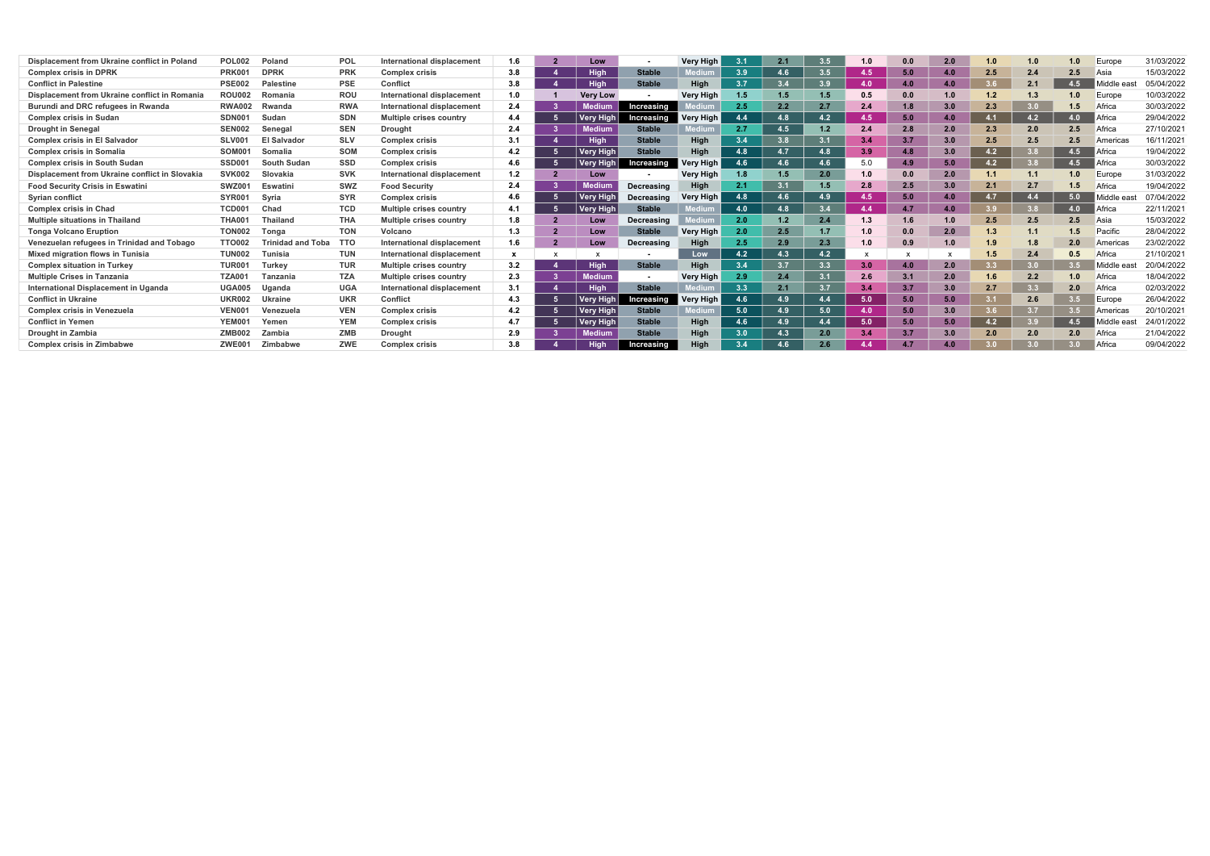| | | | | | | | | | | | | | | | | | | | | | |
|---|---|---|---|---|---|---|---|---|---|---|---|---|---|---|---|---|---|---|---|---|---|
| Displacement from Ukraine conflict in Poland | POL002 | Poland | POL | International displacement | 1.6 | 2 | Low | - | Very High | 3.1 | 2.1 | 3.5 | 1.0 | 0.0 | 2.0 | 1.0 | 1.0 | 1.0 | Europe | 31/03/2022 |
| Complex crisis in DPRK | PRK001 | DPRK | PRK | Complex crisis | 3.8 | 4 | High | Stable | Medium | 3.9 | 4.6 | 3.5 | 4.5 | 5.0 | 4.0 | 2.5 | 2.4 | 2.5 | Asia | 15/03/2022 |
| Conflict in Palestine | PSE002 | Palestine | PSE | Conflict | 3.8 | 4 | High | Stable | High | 3.7 | 3.4 | 3.9 | 4.0 | 4.0 | 4.0 | 3.6 | 2.1 | 4.5 | Middle east | 05/04/2022 |
| Displacement from Ukraine conflict in Romania | ROU002 | Romania | ROU | International displacement | 1.0 | 1 | Very Low | - | Very High | 1.5 | 1.5 | 1.5 | 0.5 | 0.0 | 1.0 | 1.2 | 1.3 | 1.0 | Europe | 10/03/2022 |
| Burundi and DRC refugees in Rwanda | RWA002 | Rwanda | RWA | International displacement | 2.4 | 3 | Medium | Increasing | Medium | 2.5 | 2.2 | 2.7 | 2.4 | 1.8 | 3.0 | 2.3 | 3.0 | 1.5 | Africa | 30/03/2022 |
| Complex crisis in Sudan | SDN001 | Sudan | SDN | Multiple crises country | 4.4 | 5 | Very High | Increasing | Very High | 4.4 | 4.8 | 4.2 | 4.5 | 5.0 | 4.0 | 4.1 | 4.2 | 4.0 | Africa | 29/04/2022 |
| Drought in Senegal | SEN002 | Senegal | SEN | Drought | 2.4 | 3 | Medium | Stable | Medium | 2.7 | 4.5 | 1.2 | 2.4 | 2.8 | 2.0 | 2.3 | 2.0 | 2.5 | Africa | 27/10/2021 |
| Complex crisis in El Salvador | SLV001 | El Salvador | SLV | Complex crisis | 3.1 | 4 | High | Stable | High | 3.4 | 3.8 | 3.1 | 3.4 | 3.7 | 3.0 | 2.5 | 2.5 | 2.5 | Americas | 16/11/2021 |
| Complex crisis in Somalia | SOM001 | Somalia | SOM | Complex crisis | 4.2 | 5 | Very High | Stable | High | 4.8 | 4.7 | 4.8 | 3.9 | 4.8 | 3.0 | 4.2 | 3.8 | 4.5 | Africa | 19/04/2022 |
| Complex crisis in South Sudan | SSD001 | South Sudan | SSD | Complex crisis | 4.6 | 5 | Very High | Increasing | Very High | 4.6 | 4.6 | 4.6 | 5.0 | 4.9 | 5.0 | 4.2 | 3.8 | 4.5 | Africa | 30/03/2022 |
| Displacement from Ukraine conflict in Slovakia | SVK002 | Slovakia | SVK | International displacement | 1.2 | 2 | Low | - | Very High | 1.8 | 1.5 | 2.0 | 1.0 | 0.0 | 2.0 | 1.1 | 1.1 | 1.0 | Europe | 31/03/2022 |
| Food Security Crisis in Eswatini | SWZ001 | Eswatini | SWZ | Food Security | 2.4 | 3 | Medium | Decreasing | High | 2.1 | 3.1 | 1.5 | 2.8 | 2.5 | 3.0 | 2.1 | 2.7 | 1.5 | Africa | 19/04/2022 |
| Syrian conflict | SYR001 | Syria | SYR | Complex crisis | 4.6 | 5 | Very High | Decreasing | Very High | 4.8 | 4.6 | 4.9 | 4.5 | 5.0 | 4.0 | 4.7 | 4.4 | 5.0 | Middle east | 07/04/2022 |
| Complex crisis in Chad | TCD001 | Chad | TCD | Multiple crises country | 4.1 | 5 | Very High | Stable | Medium | 4.0 | 4.8 | 3.4 | 4.4 | 4.7 | 4.0 | 3.9 | 3.8 | 4.0 | Africa | 22/11/2021 |
| Multiple situations in Thailand | THA001 | Thailand | THA | Multiple crises country | 1.8 | 2 | Low | Decreasing | Medium | 2.0 | 1.2 | 2.4 | 1.3 | 1.6 | 1.0 | 2.5 | 2.5 | 2.5 | Asia | 15/03/2022 |
| Tonga Volcano Eruption | TON002 | Tonga | TON | Volcano | 1.3 | 2 | Low | Stable | Very High | 2.0 | 2.5 | 1.7 | 1.0 | 0.0 | 2.0 | 1.3 | 1.1 | 1.5 | Pacific | 28/04/2022 |
| Venezuelan refugees in Trinidad and Tobago | TTO002 | Trinidad and Toba | TTO | International displacement | 1.6 | 2 | Low | Decreasing | High | 2.5 | 2.9 | 2.3 | 1.0 | 0.9 | 1.0 | 1.9 | 1.8 | 2.0 | Americas | 23/02/2022 |
| Mixed migration flows in Tunisia | TUN002 | Tunisia | TUN | International displacement | x | x | x | - | Low | 4.2 | 4.3 | 4.2 | x | x | x | 1.5 | 2.4 | 0.5 | Africa | 21/10/2021 |
| Complex situation in Turkey | TUR001 | Turkey | TUR | Multiple crises country | 3.2 | 4 | High | Stable | High | 3.4 | 3.7 | 3.3 | 3.0 | 4.0 | 2.0 | 3.3 | 3.0 | 3.5 | Middle east | 20/04/2022 |
| Multiple Crises in Tanzania | TZA001 | Tanzania | TZA | Multiple crises country | 2.3 | 3 | Medium | - | Very High | 2.9 | 2.4 | 3.1 | 2.6 | 3.1 | 2.0 | 1.6 | 2.2 | 1.0 | Africa | 18/04/2022 |
| International Displacement in Uganda | UGA005 | Uganda | UGA | International displacement | 3.1 | 4 | High | Stable | Medium | 3.3 | 2.1 | 3.7 | 3.4 | 3.7 | 3.0 | 2.7 | 3.3 | 2.0 | Africa | 02/03/2022 |
| Conflict in Ukraine | UKR002 | Ukraine | UKR | Conflict | 4.3 | 5 | Very High | Increasing | Very High | 4.6 | 4.9 | 4.4 | 5.0 | 5.0 | 5.0 | 3.1 | 2.6 | 3.5 | Europe | 26/04/2022 |
| Complex crisis in Venezuela | VEN001 | Venezuela | VEN | Complex crisis | 4.2 | 5 | Very High | Stable | Medium | 5.0 | 4.9 | 5.0 | 4.0 | 5.0 | 3.0 | 3.6 | 3.7 | 3.5 | Americas | 20/10/2021 |
| Conflict in Yemen | YEM001 | Yemen | YEM | Complex crisis | 4.7 | 5 | Very High | Stable | High | 4.6 | 4.9 | 4.4 | 5.0 | 5.0 | 5.0 | 4.2 | 3.9 | 4.5 | Middle east | 24/01/2022 |
| Drought in Zambia | ZMB002 | Zambia | ZMB | Drought | 2.9 | 3 | Medium | Stable | High | 3.0 | 4.3 | 2.0 | 3.4 | 3.7 | 3.0 | 2.0 | 2.0 | 2.0 | Africa | 21/04/2022 |
| Complex crisis in Zimbabwe | ZWE001 | Zimbabwe | ZWE | Complex crisis | 3.8 | 4 | High | Increasing | High | 3.4 | 4.6 | 2.6 | 4.4 | 4.7 | 4.0 | 3.0 | 3.0 | 3.0 | Africa | 09/04/2022 |